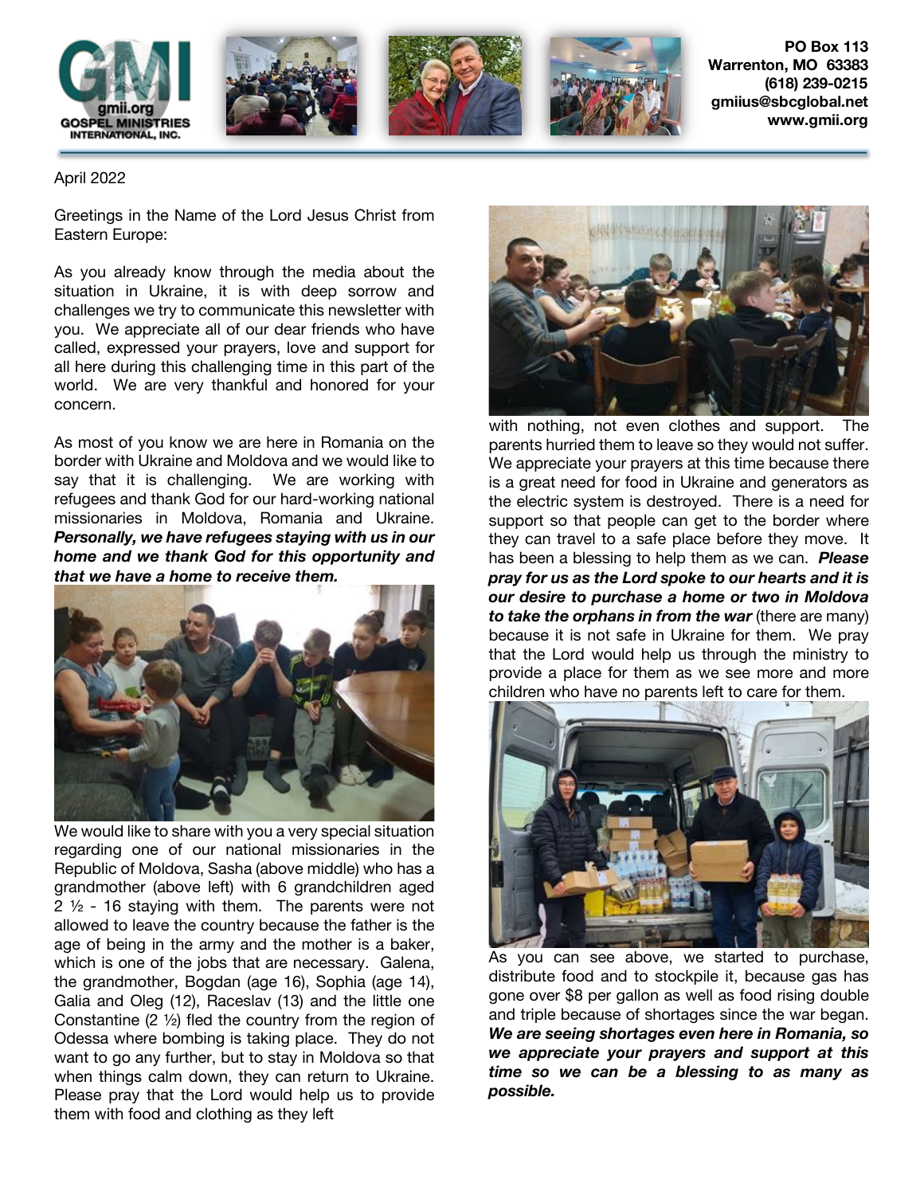gmii.org
GOSPEL MINISTRIES INTERNATIONAL, INC.

**PO Box 113**
**Warrenton, MO 63383**
**(618) 239-0215**
**gmiius@sbcglobal.net**
**www.gmii.org**

April 2022

Greetings in the Name of the Lord Jesus Christ from Eastern Europe:

As you already know through the media about the situation in Ukraine, it is with deep sorrow and challenges we try to communicate this newsletter with you. We appreciate all of our dear friends who have called, expressed your prayers, love and support for all here during this challenging time in this part of the world. We are very thankful and honored for your concern.

As most of you know we are here in Romania on the border with Ukraine and Moldova and we would like to say that it is challenging. We are working with refugees and thank God for our hard-working national missionaries in Moldova, Romania and Ukraine. ***Personally, we have refugees staying with us in our home and we thank God for this opportunity and that we have a home to receive them.***

We would like to share with you a very special situation regarding one of our national missionaries in the Republic of Moldova, Sasha (above middle) who has a grandmother (above left) with 6 grandchildren aged 2 ½ - 16 staying with them. The parents were not allowed to leave the country because the father is the age of being in the army and the mother is a baker, which is one of the jobs that are necessary. Galena, the grandmother, Bogdan (age 16), Sophia (age 14), Galia and Oleg (12), Raceslav (13) and the little one Constantine (2 ½) fled the country from the region of Odessa where bombing is taking place. They do not want to go any further, but to stay in Moldova so that when things calm down, they can return to Ukraine. Please pray that the Lord would help us to provide them with food and clothing as they left with nothing, not even clothes and support. The parents hurried them to leave so they would not suffer. We appreciate your prayers at this time because there is a great need for food in Ukraine and generators as the electric system is destroyed. There is a need for support so that people can get to the border where they can travel to a safe place before they move. It has been a blessing to help them as we can. ***Please pray for us as the Lord spoke to our hearts and it is our desire to purchase a home or two in Moldova to take the orphans in from the war*** (there are many) because it is not safe in Ukraine for them. We pray that the Lord would help us through the ministry to provide a place for them as we see more and more children who have no parents left to care for them.

As you can see above, we started to purchase, distribute food and to stockpile it, because gas has gone over $8 per gallon as well as food rising double and triple because of shortages since the war began. ***We are seeing shortages even here in Romania, so we appreciate your prayers and support at this time so we can be a blessing to as many as possible.***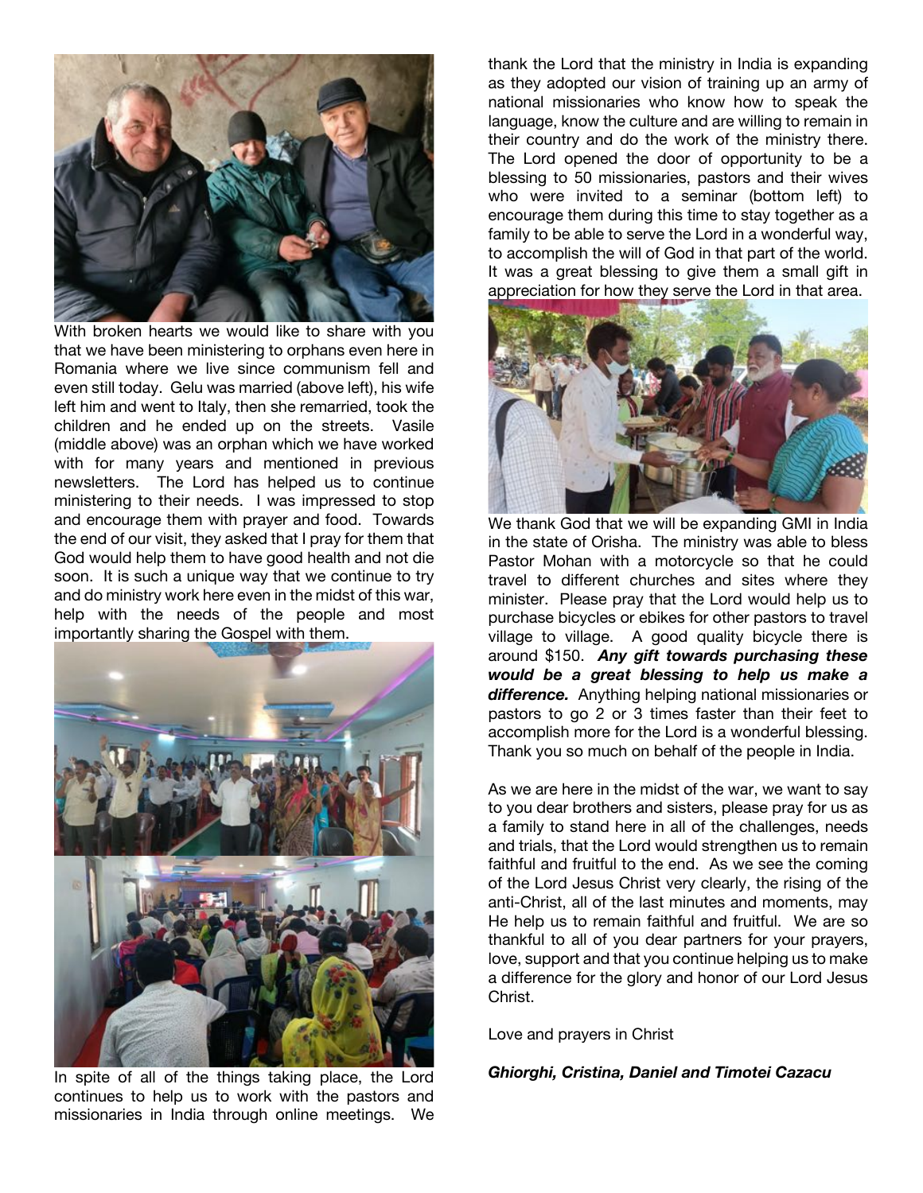With broken hearts we would like to share with you that we have been ministering to orphans even here in Romania where we live since communism fell and even still today. Gelu was married (above left), his wife left him and went to Italy, then she remarried, took the children and he ended up on the streets. Vasile (middle above) was an orphan which we have worked with for many years and mentioned in previous newsletters. The Lord has helped us to continue ministering to their needs. I was impressed to stop and encourage them with prayer and food. Towards the end of our visit, they asked that I pray for them that God would help them to have good health and not die soon. It is such a unique way that we continue to try and do ministry work here even in the midst of this war, help with the needs of the people and most importantly sharing the Gospel with them.

In spite of all of the things taking place, the Lord continues to help us to work with the pastors and missionaries in India through online meetings. We thank the Lord that the ministry in India is expanding as they adopted our vision of training up an army of national missionaries who know how to speak the language, know the culture and are willing to remain in their country and do the work of the ministry there. The Lord opened the door of opportunity to be a blessing to 50 missionaries, pastors and their wives who were invited to a seminar (bottom left) to encourage them during this time to stay together as a family to be able to serve the Lord in a wonderful way, to accomplish the will of God in that part of the world. It was a great blessing to give them a small gift in appreciation for how they serve the Lord in that area.

We thank God that we will be expanding GMI in India in the state of Orisha. The ministry was able to bless Pastor Mohan with a motorcycle so that he could travel to different churches and sites where they minister. Please pray that the Lord would help us to purchase bicycles or ebikes for other pastors to travel village to village. A good quality bicycle there is around $150. ***Any gift towards purchasing these would be a great blessing to help us make a difference.*** Anything helping national missionaries or pastors to go 2 or 3 times faster than their feet to accomplish more for the Lord is a wonderful blessing. Thank you so much on behalf of the people in India.

As we are here in the midst of the war, we want to say to you dear brothers and sisters, please pray for us as a family to stand here in all of the challenges, needs and trials, that the Lord would strengthen us to remain faithful and fruitful to the end. As we see the coming of the Lord Jesus Christ very clearly, the rising of the anti-Christ, all of the last minutes and moments, may He help us to remain faithful and fruitful. We are so thankful to all of you dear partners for your prayers, love, support and that you continue helping us to make a difference for the glory and honor of our Lord Jesus Christ.

Love and prayers in Christ

***Ghiorghi, Cristina, Daniel and Timotei Cazacu***